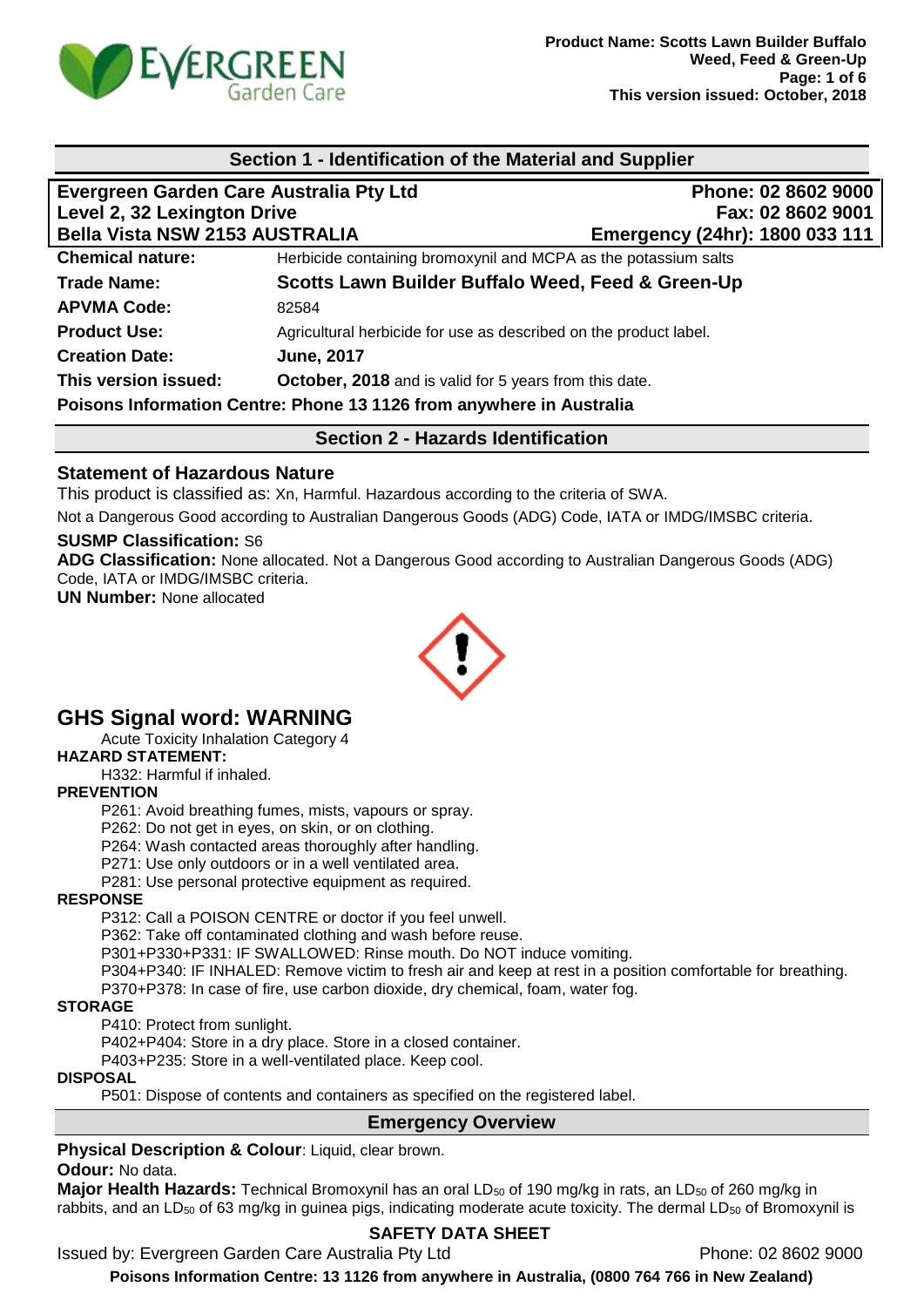## Section 1 - Identification of the Material and Supplier

| **Evergreen Garden Care Australia Pty Ltd** | **Phone: 02 8602 9000** |
|---|---|
| **Level 2, 32 Lexington Drive** | **Fax: 02 8602 9001** |
| **Bella Vista NSW 2153 AUSTRALIA** | **Emergency (24hr): 1800 033 111** |

| | |
|---|---|
| **Chemical nature:** | Herbicide containing bromoxynil and MCPA as the potassium salts |
| **Trade Name:** | **Scotts Lawn Builder Buffalo Weed, Feed & Green-Up** |
| **APVMA Code:** | 82584 |
| **Product Use:** | Agricultural herbicide for use as described on the product label. |
| **Creation Date:** | **June, 2017** |
| **This version issued:** | **October, 2018** and is valid for 5 years from this date. |

**Poisons Information Centre: Phone 13 1126 from anywhere in Australia**

## Section 2 - Hazards Identification

### Statement of Hazardous Nature

This product is classified as: Xn, Harmful. Hazardous according to the criteria of SWA.

Not a Dangerous Good according to Australian Dangerous Goods (ADG) Code, IATA or IMDG/IMSBC criteria.

**SUSMP Classification:** S6

**ADG Classification:** None allocated. Not a Dangerous Good according to Australian Dangerous Goods (ADG) Code, IATA or IMDG/IMSBC criteria.

**UN Number:** None allocated

## GHS Signal word: WARNING

Acute Toxicity Inhalation Category 4

**HAZARD STATEMENT:**

H332: Harmful if inhaled.

**PREVENTION**

P261: Avoid breathing fumes, mists, vapours or spray.
P262: Do not get in eyes, on skin, or on clothing.
P264: Wash contacted areas thoroughly after handling.
P271: Use only outdoors or in a well ventilated area.
P281: Use personal protective equipment as required.

**RESPONSE**

P312: Call a POISON CENTRE or doctor if you feel unwell.
P362: Take off contaminated clothing and wash before reuse.
P301+P330+P331: IF SWALLOWED: Rinse mouth. Do NOT induce vomiting.
P304+P340: IF INHALED: Remove victim to fresh air and keep at rest in a position comfortable for breathing.
P370+P378: In case of fire, use carbon dioxide, dry chemical, foam, water fog.

**STORAGE**

P410: Protect from sunlight.
P402+P404: Store in a dry place. Store in a closed container.
P403+P235: Store in a well-ventilated place. Keep cool.

**DISPOSAL**

P501: Dispose of contents and containers as specified on the registered label.

## Emergency Overview

**Physical Description & Colour**: Liquid, clear brown.

**Odour:** No data.

**Major Health Hazards:** Technical Bromoxynil has an oral $LD_{50}$ of 190 mg/kg in rats, an $LD_{50}$ of 260 mg/kg in rabbits, and an $LD_{50}$ of 63 mg/kg in guinea pigs, indicating moderate acute toxicity. The dermal $LD_{50}$ of Bromoxynil is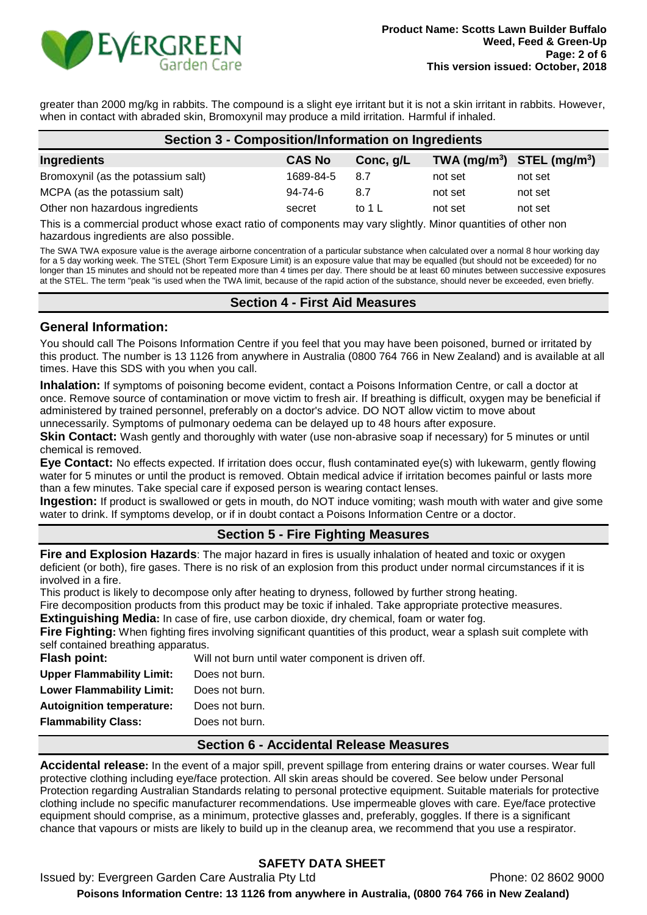greater than 2000 mg/kg in rabbits. The compound is a slight eye irritant but it is not a skin irritant in rabbits. However, when in contact with abraded skin, Bromoxynil may produce a mild irritation. Harmful if inhaled.

## Section 3 - Composition/Information on Ingredients

| Ingredients | CAS No | Conc, g/L | TWA ($mg/m^3$) | STEL ($mg/m^3$) |
|---|---|---|---|---|
| Bromoxynil (as the potassium salt) | 1689-84-5 | 8.7 | not set | not set |
| MCPA (as the potassium salt) | 94-74-6 | 8.7 | not set | not set |
| Other non hazardous ingredients | secret | to 1 L | not set | not set |

This is a commercial product whose exact ratio of components may vary slightly. Minor quantities of other non hazardous ingredients are also possible.

The SWA TWA exposure value is the average airborne concentration of a particular substance when calculated over a normal 8 hour working day for a 5 day working week. The STEL (Short Term Exposure Limit) is an exposure value that may be equalled (but should not be exceeded) for no longer than 15 minutes and should not be repeated more than 4 times per day. There should be at least 60 minutes between successive exposures at the STEL. The term "peak "is used when the TWA limit, because of the rapid action of the substance, should never be exceeded, even briefly.

## Section 4 - First Aid Measures

### General Information:

You should call The Poisons Information Centre if you feel that you may have been poisoned, burned or irritated by this product. The number is 13 1126 from anywhere in Australia (0800 764 766 in New Zealand) and is available at all times. Have this SDS with you when you call.

**Inhalation:** If symptoms of poisoning become evident, contact a Poisons Information Centre, or call a doctor at once. Remove source of contamination or move victim to fresh air. If breathing is difficult, oxygen may be beneficial if administered by trained personnel, preferably on a doctor's advice. DO NOT allow victim to move about unnecessarily. Symptoms of pulmonary oedema can be delayed up to 48 hours after exposure.

**Skin Contact:** Wash gently and thoroughly with water (use non-abrasive soap if necessary) for 5 minutes or until chemical is removed.

**Eye Contact:** No effects expected. If irritation does occur, flush contaminated eye(s) with lukewarm, gently flowing water for 5 minutes or until the product is removed. Obtain medical advice if irritation becomes painful or lasts more than a few minutes. Take special care if exposed person is wearing contact lenses.

**Ingestion:** If product is swallowed or gets in mouth, do NOT induce vomiting; wash mouth with water and give some water to drink. If symptoms develop, or if in doubt contact a Poisons Information Centre or a doctor.

## Section 5 - Fire Fighting Measures

**Fire and Explosion Hazards**: The major hazard in fires is usually inhalation of heated and toxic or oxygen deficient (or both), fire gases. There is no risk of an explosion from this product under normal circumstances if it is involved in a fire.

This product is likely to decompose only after heating to dryness, followed by further strong heating.

Fire decomposition products from this product may be toxic if inhaled. Take appropriate protective measures.

**Extinguishing Media:** In case of fire, use carbon dioxide, dry chemical, foam or water fog.

**Fire Fighting:** When fighting fires involving significant quantities of this product, wear a splash suit complete with self contained breathing apparatus.

| | |
|---|---|
| **Flash point:** | Will not burn until water component is driven off. |
| **Upper Flammability Limit:** | Does not burn. |
| **Lower Flammability Limit:** | Does not burn. |
| **Autoignition temperature:** | Does not burn. |
| **Flammability Class:** | Does not burn. |

## Section 6 - Accidental Release Measures

**Accidental release:** In the event of a major spill, prevent spillage from entering drains or water courses. Wear full protective clothing including eye/face protection. All skin areas should be covered. See below under Personal Protection regarding Australian Standards relating to personal protective equipment. Suitable materials for protective clothing include no specific manufacturer recommendations. Use impermeable gloves with care. Eye/face protective equipment should comprise, as a minimum, protective glasses and, preferably, goggles. If there is a significant chance that vapours or mists are likely to build up in the cleanup area, we recommend that you use a respirator.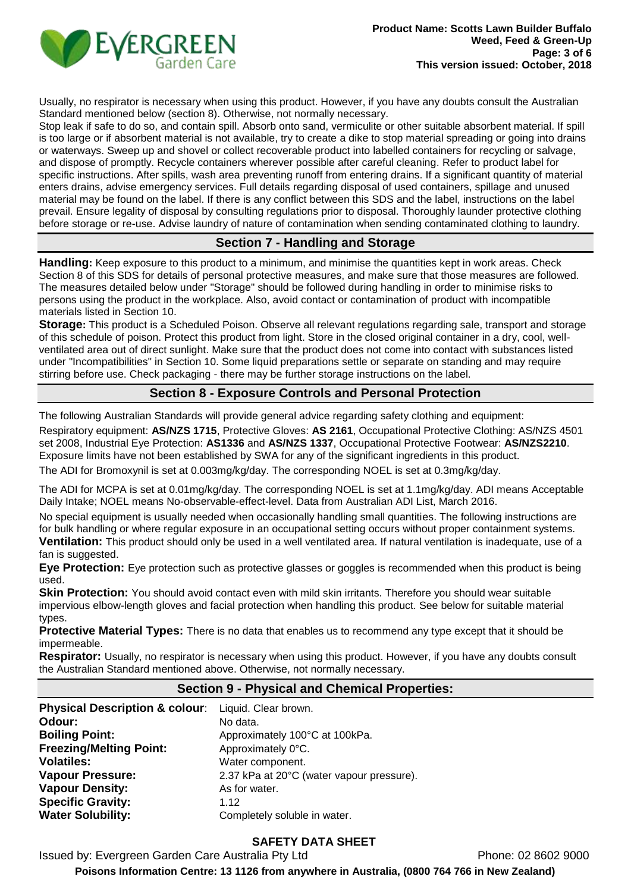Usually, no respirator is necessary when using this product. However, if you have any doubts consult the Australian Standard mentioned below (section 8). Otherwise, not normally necessary.

Stop leak if safe to do so, and contain spill. Absorb onto sand, vermiculite or other suitable absorbent material. If spill is too large or if absorbent material is not available, try to create a dike to stop material spreading or going into drains or waterways. Sweep up and shovel or collect recoverable product into labelled containers for recycling or salvage, and dispose of promptly. Recycle containers wherever possible after careful cleaning. Refer to product label for specific instructions. After spills, wash area preventing runoff from entering drains. If a significant quantity of material enters drains, advise emergency services. Full details regarding disposal of used containers, spillage and unused material may be found on the label. If there is any conflict between this SDS and the label, instructions on the label prevail. Ensure legality of disposal by consulting regulations prior to disposal. Thoroughly launder protective clothing before storage or re-use. Advise laundry of nature of contamination when sending contaminated clothing to laundry.

## Section 7 - Handling and Storage

**Handling:** Keep exposure to this product to a minimum, and minimise the quantities kept in work areas. Check Section 8 of this SDS for details of personal protective measures, and make sure that those measures are followed. The measures detailed below under "Storage" should be followed during handling in order to minimise risks to persons using the product in the workplace. Also, avoid contact or contamination of product with incompatible materials listed in Section 10.

**Storage:** This product is a Scheduled Poison. Observe all relevant regulations regarding sale, transport and storage of this schedule of poison. Protect this product from light. Store in the closed original container in a dry, cool, well-ventilated area out of direct sunlight. Make sure that the product does not come into contact with substances listed under "Incompatibilities" in Section 10. Some liquid preparations settle or separate on standing and may require stirring before use. Check packaging - there may be further storage instructions on the label.

## Section 8 - Exposure Controls and Personal Protection

The following Australian Standards will provide general advice regarding safety clothing and equipment:

Respiratory equipment: **AS/NZS 1715**, Protective Gloves: **AS 2161**, Occupational Protective Clothing: AS/NZS 4501 set 2008, Industrial Eye Protection: **AS1336** and **AS/NZS 1337**, Occupational Protective Footwear: **AS/NZS2210**.

Exposure limits have not been established by SWA for any of the significant ingredients in this product.

The ADI for Bromoxynil is set at 0.003mg/kg/day. The corresponding NOEL is set at 0.3mg/kg/day.

The ADI for MCPA is set at 0.01mg/kg/day. The corresponding NOEL is set at 1.1mg/kg/day. ADI means Acceptable Daily Intake; NOEL means No-observable-effect-level. Data from Australian ADI List, March 2016.

No special equipment is usually needed when occasionally handling small quantities. The following instructions are for bulk handling or where regular exposure in an occupational setting occurs without proper containment systems.

**Ventilation:** This product should only be used in a well ventilated area. If natural ventilation is inadequate, use of a fan is suggested.

**Eye Protection:** Eye protection such as protective glasses or goggles is recommended when this product is being used.

**Skin Protection:** You should avoid contact even with mild skin irritants. Therefore you should wear suitable impervious elbow-length gloves and facial protection when handling this product. See below for suitable material types.

**Protective Material Types:** There is no data that enables us to recommend any type except that it should be impermeable.

**Respirator:** Usually, no respirator is necessary when using this product. However, if you have any doubts consult the Australian Standard mentioned above. Otherwise, not normally necessary.

## Section 9 - Physical and Chemical Properties:

| | |
|---|---|
| **Physical Description & colour**: | Liquid. Clear brown. |
| **Odour:** | No data. |
| **Boiling Point:** | Approximately 100°C at 100kPa. |
| **Freezing/Melting Point:** | Approximately 0°C. |
| **Volatiles:** | Water component. |
| **Vapour Pressure:** | 2.37 kPa at 20°C (water vapour pressure). |
| **Vapour Density:** | As for water. |
| **Specific Gravity:** | 1.12 |
| **Water Solubility:** | Completely soluble in water. |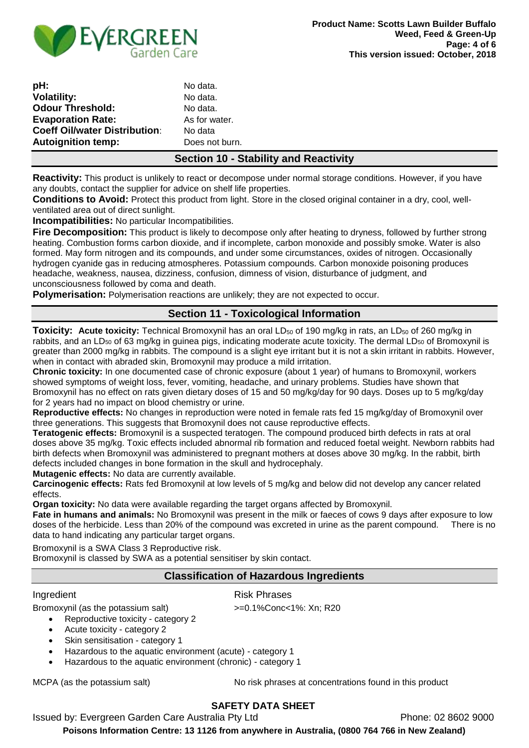| | |
|---|---|
| **pH:** | No data. |
| **Volatility:** | No data. |
| **Odour Threshold:** | No data. |
| **Evaporation Rate:** | As for water. |
| **Coeff Oil/water Distribution**: | No data |
| **Autoignition temp:** | Does not burn. |

## Section 10 - Stability and Reactivity

**Reactivity:** This product is unlikely to react or decompose under normal storage conditions. However, if you have any doubts, contact the supplier for advice on shelf life properties.

**Conditions to Avoid:** Protect this product from light. Store in the closed original container in a dry, cool, well-ventilated area out of direct sunlight.

**Incompatibilities:** No particular Incompatibilities.

**Fire Decomposition:** This product is likely to decompose only after heating to dryness, followed by further strong heating. Combustion forms carbon dioxide, and if incomplete, carbon monoxide and possibly smoke. Water is also formed. May form nitrogen and its compounds, and under some circumstances, oxides of nitrogen. Occasionally hydrogen cyanide gas in reducing atmospheres. Potassium compounds. Carbon monoxide poisoning produces headache, weakness, nausea, dizziness, confusion, dimness of vision, disturbance of judgment, and unconsciousness followed by coma and death.

**Polymerisation:** Polymerisation reactions are unlikely; they are not expected to occur.

## Section 11 - Toxicological Information

**Toxicity: Acute toxicity:** Technical Bromoxynil has an oral $LD_{50}$ of 190 mg/kg in rats, an $LD_{50}$ of 260 mg/kg in rabbits, and an $LD_{50}$ of 63 mg/kg in guinea pigs, indicating moderate acute toxicity. The dermal $LD_{50}$ of Bromoxynil is greater than 2000 mg/kg in rabbits. The compound is a slight eye irritant but it is not a skin irritant in rabbits. However, when in contact with abraded skin, Bromoxynil may produce a mild irritation.

**Chronic toxicity:** In one documented case of chronic exposure (about 1 year) of humans to Bromoxynil, workers showed symptoms of weight loss, fever, vomiting, headache, and urinary problems. Studies have shown that Bromoxynil has no effect on rats given dietary doses of 15 and 50 mg/kg/day for 90 days. Doses up to 5 mg/kg/day for 2 years had no impact on blood chemistry or urine.

**Reproductive effects:** No changes in reproduction were noted in female rats fed 15 mg/kg/day of Bromoxynil over three generations. This suggests that Bromoxynil does not cause reproductive effects.

**Teratogenic effects:** Bromoxynil is a suspected teratogen. The compound produced birth defects in rats at oral doses above 35 mg/kg. Toxic effects included abnormal rib formation and reduced foetal weight. Newborn rabbits had birth defects when Bromoxynil was administered to pregnant mothers at doses above 30 mg/kg. In the rabbit, birth defects included changes in bone formation in the skull and hydrocephaly.

**Mutagenic effects:** No data are currently available.

**Carcinogenic effects:** Rats fed Bromoxynil at low levels of 5 mg/kg and below did not develop any cancer related effects.

**Organ toxicity:** No data were available regarding the target organs affected by Bromoxynil.

**Fate in humans and animals:** No Bromoxynil was present in the milk or faeces of cows 9 days after exposure to low doses of the herbicide. Less than 20% of the compound was excreted in urine as the parent compound. There is no data to hand indicating any particular target organs.

Bromoxynil is a SWA Class 3 Reproductive risk.
Bromoxynil is classed by SWA as a potential sensitiser by skin contact.

## Classification of Hazardous Ingredients

| Ingredient | Risk Phrases |
|---|---|
| Bromoxynil (as the potassium salt) | >=0.1%Conc<1%: Xn; R20 |

- Reproductive toxicity - category 2
- Acute toxicity - category 2
- Skin sensitisation - category 1
- Hazardous to the aquatic environment (acute) - category 1
- Hazardous to the aquatic environment (chronic) - category 1

| | |
|---|---|
| MCPA (as the potassium salt) | No risk phrases at concentrations found in this product |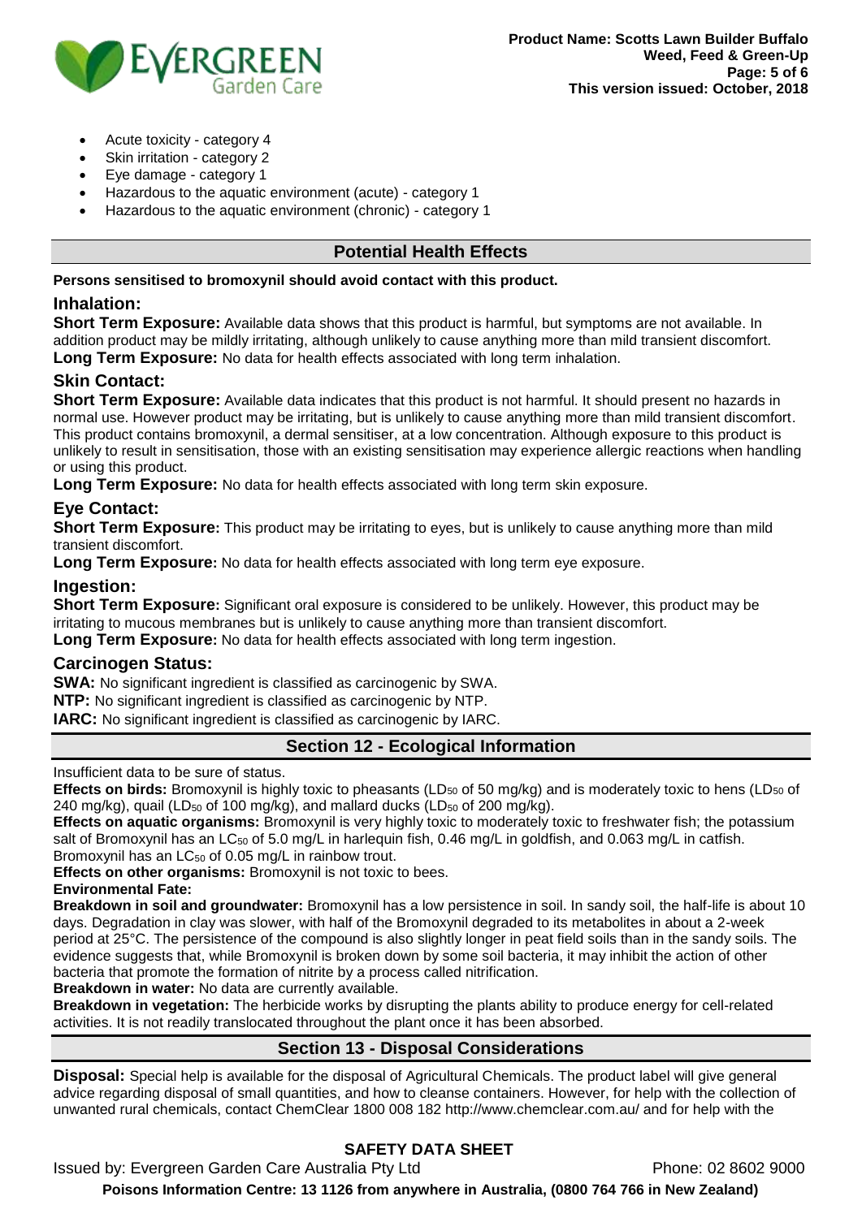- Acute toxicity - category 4
- Skin irritation - category 2
- Eye damage - category 1
- Hazardous to the aquatic environment (acute) - category 1
- Hazardous to the aquatic environment (chronic) - category 1

## Potential Health Effects

**Persons sensitised to bromoxynil should avoid contact with this product.**

### Inhalation:

**Short Term Exposure:** Available data shows that this product is harmful, but symptoms are not available. In addition product may be mildly irritating, although unlikely to cause anything more than mild transient discomfort.
**Long Term Exposure:** No data for health effects associated with long term inhalation.

### Skin Contact:

**Short Term Exposure:** Available data indicates that this product is not harmful. It should present no hazards in normal use. However product may be irritating, but is unlikely to cause anything more than mild transient discomfort. This product contains bromoxynil, a dermal sensitiser, at a low concentration. Although exposure to this product is unlikely to result in sensitisation, those with an existing sensitisation may experience allergic reactions when handling or using this product.
**Long Term Exposure:** No data for health effects associated with long term skin exposure.

### Eye Contact:

**Short Term Exposure:** This product may be irritating to eyes, but is unlikely to cause anything more than mild transient discomfort.
**Long Term Exposure:** No data for health effects associated with long term eye exposure.

### Ingestion:

**Short Term Exposure:** Significant oral exposure is considered to be unlikely. However, this product may be irritating to mucous membranes but is unlikely to cause anything more than transient discomfort.
**Long Term Exposure:** No data for health effects associated with long term ingestion.

### Carcinogen Status:

**SWA:** No significant ingredient is classified as carcinogenic by SWA.
**NTP:** No significant ingredient is classified as carcinogenic by NTP.
**IARC:** No significant ingredient is classified as carcinogenic by IARC.

## Section 12 - Ecological Information

Insufficient data to be sure of status.
**Effects on birds:** Bromoxynil is highly toxic to pheasants ($LD_{50}$ of 50 mg/kg) and is moderately toxic to hens ($LD_{50}$ of 240 mg/kg), quail ($LD_{50}$ of 100 mg/kg), and mallard ducks ($LD_{50}$ of 200 mg/kg).
**Effects on aquatic organisms:** Bromoxynil is very highly toxic to moderately toxic to freshwater fish; the potassium salt of Bromoxynil has an $LC_{50}$ of 5.0 mg/L in harlequin fish, 0.46 mg/L in goldfish, and 0.063 mg/L in catfish. Bromoxynil has an $LC_{50}$ of 0.05 mg/L in rainbow trout.
**Effects on other organisms:** Bromoxynil is not toxic to bees.
**Environmental Fate:**
**Breakdown in soil and groundwater:** Bromoxynil has a low persistence in soil. In sandy soil, the half-life is about 10 days. Degradation in clay was slower, with half of the Bromoxynil degraded to its metabolites in about a 2-week period at 25°C. The persistence of the compound is also slightly longer in peat field soils than in the sandy soils. The evidence suggests that, while Bromoxynil is broken down by some soil bacteria, it may inhibit the action of other bacteria that promote the formation of nitrite by a process called nitrification.
**Breakdown in water:** No data are currently available.
**Breakdown in vegetation:** The herbicide works by disrupting the plants ability to produce energy for cell-related activities. It is not readily translocated throughout the plant once it has been absorbed.

## Section 13 - Disposal Considerations

**Disposal:** Special help is available for the disposal of Agricultural Chemicals. The product label will give general advice regarding disposal of small quantities, and how to cleanse containers. However, for help with the collection of unwanted rural chemicals, contact ChemClear 1800 008 182 http://www.chemclear.com.au/ and for help with the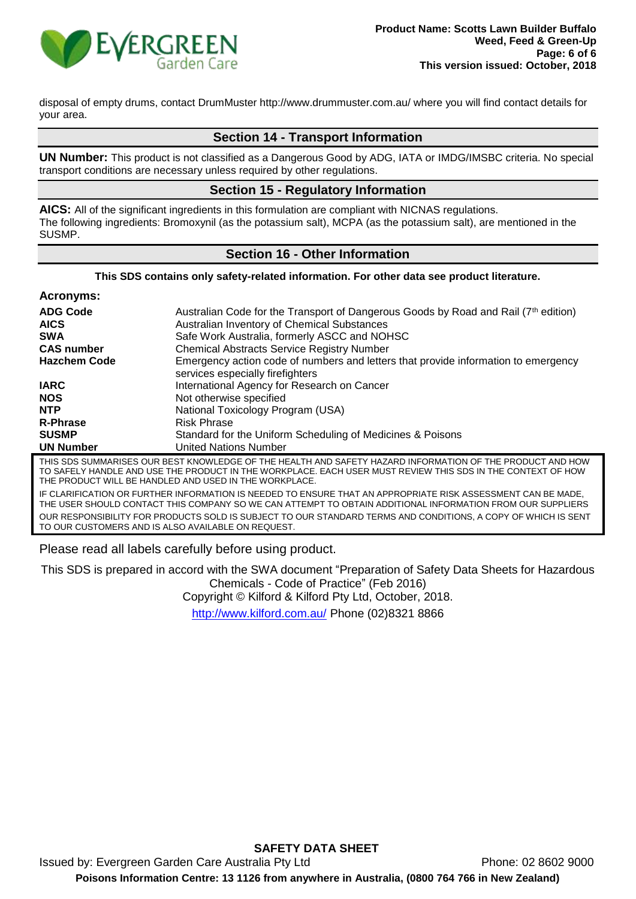disposal of empty drums, contact DrumMuster http://www.drummuster.com.au/ where you will find contact details for your area.

## Section 14 - Transport Information

**UN Number:** This product is not classified as a Dangerous Good by ADG, IATA or IMDG/IMSBC criteria. No special transport conditions are necessary unless required by other regulations.

## Section 15 - Regulatory Information

**AICS:** All of the significant ingredients in this formulation are compliant with NICNAS regulations.
The following ingredients: Bromoxynil (as the potassium salt), MCPA (as the potassium salt), are mentioned in the SUSMP.

## Section 16 - Other Information

**This SDS contains only safety-related information. For other data see product literature.**

**Acronyms:**

| | |
|---|---|
| **ADG Code** | Australian Code for the Transport of Dangerous Goods by Road and Rail (7th edition) |
| **AICS** | Australian Inventory of Chemical Substances |
| **SWA** | Safe Work Australia, formerly ASCC and NOHSC |
| **CAS number** | Chemical Abstracts Service Registry Number |
| **Hazchem Code** | Emergency action code of numbers and letters that provide information to emergency services especially firefighters |
| **IARC** | International Agency for Research on Cancer |
| **NOS** | Not otherwise specified |
| **NTP** | National Toxicology Program (USA) |
| **R-Phrase** | Risk Phrase |
| **SUSMP** | Standard for the Uniform Scheduling of Medicines & Poisons |
| **UN Number** | United Nations Number |

THIS SDS SUMMARISES OUR BEST KNOWLEDGE OF THE HEALTH AND SAFETY HAZARD INFORMATION OF THE PRODUCT AND HOW TO SAFELY HANDLE AND USE THE PRODUCT IN THE WORKPLACE. EACH USER MUST REVIEW THIS SDS IN THE CONTEXT OF HOW THE PRODUCT WILL BE HANDLED AND USED IN THE WORKPLACE.

IF CLARIFICATION OR FURTHER INFORMATION IS NEEDED TO ENSURE THAT AN APPROPRIATE RISK ASSESSMENT CAN BE MADE, THE USER SHOULD CONTACT THIS COMPANY SO WE CAN ATTEMPT TO OBTAIN ADDITIONAL INFORMATION FROM OUR SUPPLIERS

OUR RESPONSIBILITY FOR PRODUCTS SOLD IS SUBJECT TO OUR STANDARD TERMS AND CONDITIONS, A COPY OF WHICH IS SENT TO OUR CUSTOMERS AND IS ALSO AVAILABLE ON REQUEST.

Please read all labels carefully before using product.

This SDS is prepared in accord with the SWA document "Preparation of Safety Data Sheets for Hazardous Chemicals - Code of Practice" (Feb 2016)
Copyright © Kilford & Kilford Pty Ltd, October, 2018.
http://www.kilford.com.au/ Phone (02)8321 8866